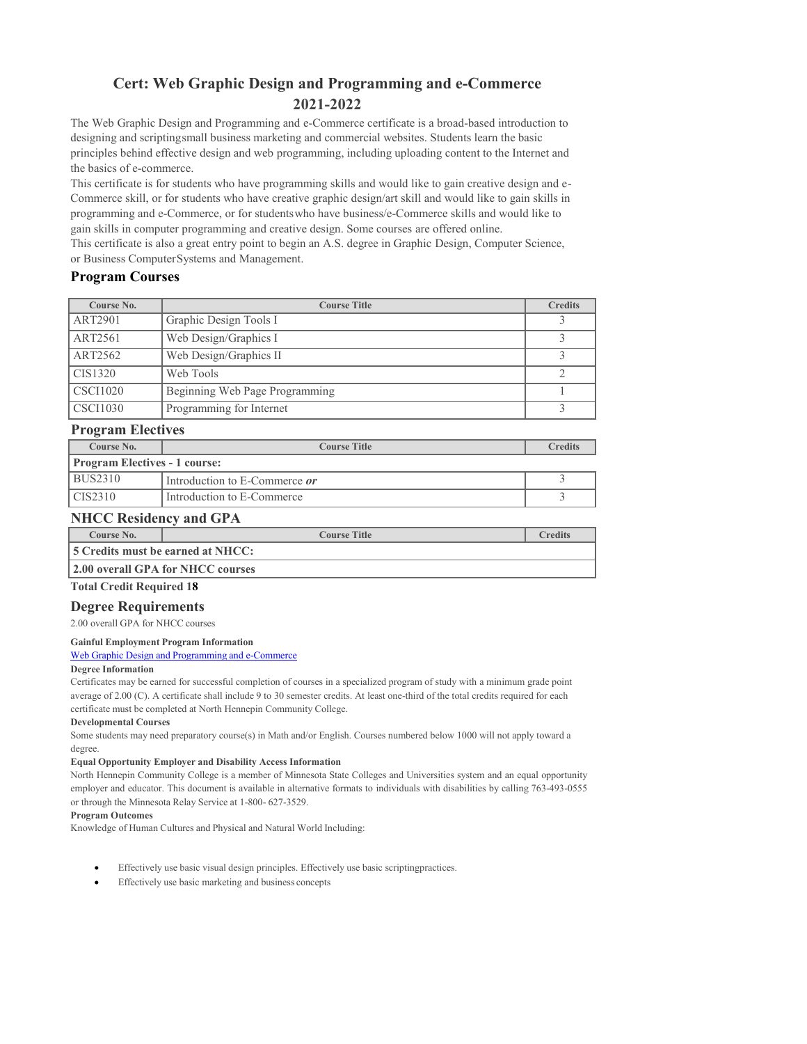# Cert: Web Graphic Design and Programming and e-Commerce 2021-2022

The Web Graphic Design and Programming and e-Commerce certificate is a broad-based introduction to designing and scriptingsmall business marketing and commercial websites. Students learn the basic principles behind effective design and web programming, including uploading content to the Internet and the basics of e-commerce.

This certificate is for students who have programming skills and would like to gain creative design and e-Commerce skill, or for students who have creative graphic design/art skill and would like to gain skills in programming and e-Commerce, or for studentswho have business/e-Commerce skills and would like to gain skills in computer programming and creative design. Some courses are offered online.

This certificate is also a great entry point to begin an A.S. degree in Graphic Design, Computer Science, or Business ComputerSystems and Management.

## Program Courses

| Course No. | Course Title | Credits |
|---|---|---|
| ART2901 | Graphic Design Tools I | 3 |
| ART2561 | Web Design/Graphics I | 3 |
| ART2562 | Web Design/Graphics II | 3 |
| CIS1320 | Web Tools | 2 |
| CSCI1020 | Beginning Web Page Programming | 1 |
| CSCI1030 | Programming for Internet | 3 |

## Program Electives

| Course No. | Course Title | Credits |
|---|---|---|
| **Program Electives - 1 course:** | | |
| BUS2310 | Introduction to E-Commerce ***or*** | 3 |
| CIS2310 | Introduction to E-Commerce | 3 |

## NHCC Residency and GPA

| Course No. | Course Title | Credits |
|---|---|---|
| **5 Credits must be earned at NHCC:** | | |
| **2.00 overall GPA for NHCC courses** | | |

**Total Credit Required 18**

## Degree Requirements

2.00 overall GPA for NHCC courses

**Gainful Employment Program Information**

Web Graphic Design and Programming and e-Commerce

**Degree Information**

Certificates may be earned for successful completion of courses in a specialized program of study with a minimum grade point average of 2.00 (C). A certificate shall include 9 to 30 semester credits. At least one-third of the total credits required for each certificate must be completed at North Hennepin Community College.

**Developmental Courses**

Some students may need preparatory course(s) in Math and/or English. Courses numbered below 1000 will not apply toward a degree.

**Equal Opportunity Employer and Disability Access Information**

North Hennepin Community College is a member of Minnesota State Colleges and Universities system and an equal opportunity employer and educator. This document is available in alternative formats to individuals with disabilities by calling 763-493-0555 or through the Minnesota Relay Service at 1-800- 627-3529.

**Program Outcomes**

Knowledge of Human Cultures and Physical and Natural World Including:

- Effectively use basic visual design principles. Effectively use basic scriptingpractices.
- Effectively use basic marketing and business concepts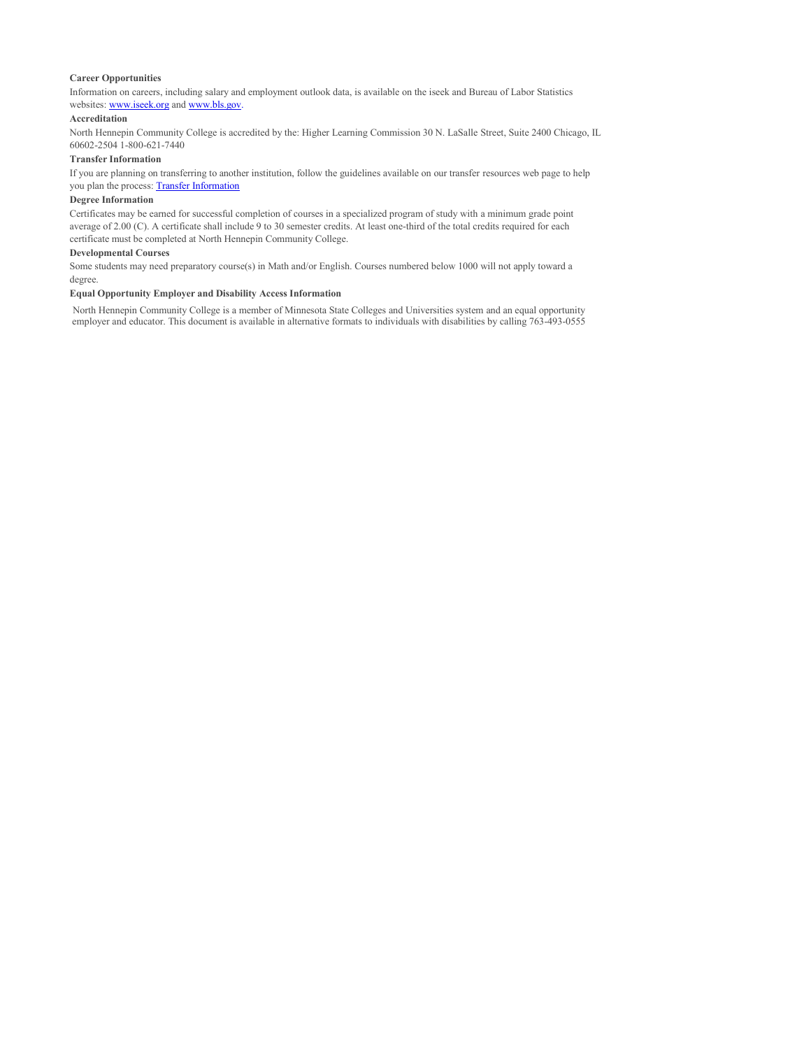**Career Opportunities**

Information on careers, including salary and employment outlook data, is available on the iseek and Bureau of Labor Statistics websites: [www.iseek.org](www.iseek.org) and [www.bls.gov](www.bls.gov).

**Accreditation**

North Hennepin Community College is accredited by the: Higher Learning Commission 30 N. LaSalle Street, Suite 2400 Chicago, IL 60602-2504 1-800-621-7440

**Transfer Information**

If you are planning on transferring to another institution, follow the guidelines available on our transfer resources web page to help you plan the process: Transfer Information

**Degree Information**

Certificates may be earned for successful completion of courses in a specialized program of study with a minimum grade point average of 2.00 (C). A certificate shall include 9 to 30 semester credits. At least one-third of the total credits required for each certificate must be completed at North Hennepin Community College.

**Developmental Courses**

Some students may need preparatory course(s) in Math and/or English. Courses numbered below 1000 will not apply toward a degree.

**Equal Opportunity Employer and Disability Access Information**

North Hennepin Community College is a member of Minnesota State Colleges and Universities system and an equal opportunity employer and educator. This document is available in alternative formats to individuals with disabilities by calling 763-493-0555